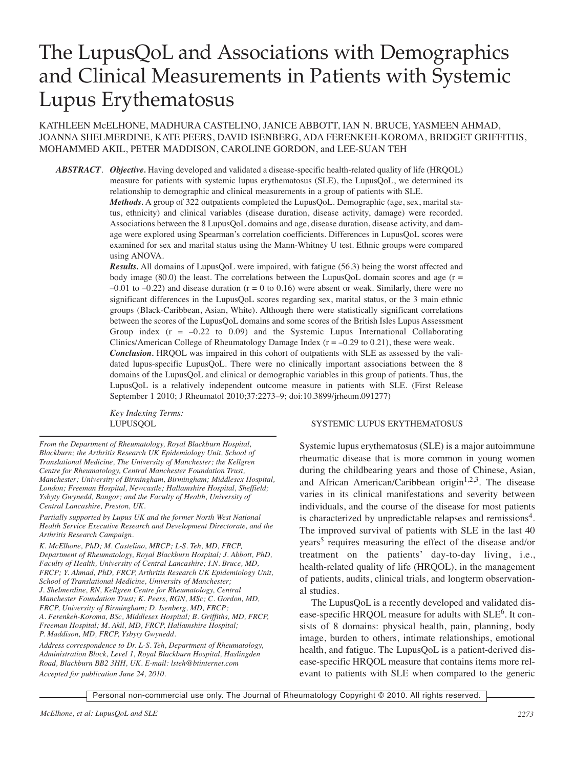# The LupusQoL and Associations with Demographics and Clinical Measurements in Patients with Systemic Lupus Erythematosus

KATHLEEN McELHONE, MADHURA CASTELINO, JANICE ABBOTT, IAN N. BRUCE, YASMEEN AHMAD, JOANNA SHELMERDINE, KATE PEERS, DAVID ISENBERG, ADA FERENKEH-KOROMA, BRIDGET GRIFFITHS, MOHAMMED AKIL, PETER MADDISON, CAROLINE GORDON, and LEE-SUAN TEH

***ABSTRACT.*** ***Objective.*** Having developed and validated a disease-specific health-related quality of life (HRQOL) measure for patients with systemic lupus erythematosus (SLE), the LupusQoL, we determined its relationship to demographic and clinical measurements in a group of patients with SLE.

***Methods.*** A group of 322 outpatients completed the LupusQoL. Demographic (age, sex, marital status, ethnicity) and clinical variables (disease duration, disease activity, damage) were recorded. Associations between the 8 LupusQoL domains and age, disease duration, disease activity, and damage were explored using Spearman's correlation coefficients. Differences in LupusQoL scores were examined for sex and marital status using the Mann-Whitney U test. Ethnic groups were compared using ANOVA.

***Results.*** All domains of LupusQoL were impaired, with fatigue (56.3) being the worst affected and body image (80.0) the least. The correlations between the LupusQoL domain scores and age ($r = -0.01$ to $-0.22$) and disease duration ($r = 0$ to $0.16$) were absent or weak. Similarly, there were no significant differences in the LupusQoL scores regarding sex, marital status, or the 3 main ethnic groups (Black-Caribbean, Asian, White). Although there were statistically significant correlations between the scores of the LupusQoL domains and some scores of the British Isles Lupus Assessment Group index ($r = -0.22$ to $0.09$) and the Systemic Lupus International Collaborating Clinics/American College of Rheumatology Damage Index ($r = -0.29$ to $0.21$), these were weak.

***Conclusion.*** HRQOL was impaired in this cohort of outpatients with SLE as assessed by the validated lupus-specific LupusQoL. There were no clinically important associations between the 8 domains of the LupusQoL and clinical or demographic variables in this group of patients. Thus, the LupusQoL is a relatively independent outcome measure in patients with SLE. (First Release September 1 2010; J Rheumatol 2010;37:2273–9; doi:10.3899/jrheum.091277)

*Key Indexing Terms:*
LUPUSQOL SYSTEMIC LUPUS ERYTHEMATOSUS

*From the Department of Rheumatology, Royal Blackburn Hospital, Blackburn; the Arthritis Research UK Epidemiology Unit, School of Translational Medicine, The University of Manchester; the Kellgren Centre for Rheumatology, Central Manchester Foundation Trust, Manchester; University of Birmingham, Birmingham; Middlesex Hospital, London; Freeman Hospital, Newcastle; Hallamshire Hospital, Sheffield; Ysbyty Gwynedd, Bangor; and the Faculty of Health, University of Central Lancashire, Preston, UK.*

*Partially supported by Lupus UK and the former North West National Health Service Executive Research and Development Directorate, and the Arthritis Research Campaign.*

*K. McElhone, PhD; M. Castelino, MRCP; L-S. Teh, MD, FRCP, Department of Rheumatology, Royal Blackburn Hospital; J. Abbott, PhD, Faculty of Health, University of Central Lancashire; I.N. Bruce, MD, FRCP; Y. Ahmad, PhD, FRCP, Arthritis Research UK Epidemiology Unit, School of Translational Medicine, University of Manchester; J. Shelmerdine, RN, Kellgren Centre for Rheumatology, Central Manchester Foundation Trust; K. Peers, RGN, MSc; C. Gordon, MD, FRCP, University of Birmingham; D. Isenberg, MD, FRCP; A. Ferenkeh-Koroma, BSc, Middlesex Hospital; B. Griffiths, MD, FRCP, Freeman Hospital; M. Akil, MD, FRCP, Hallamshire Hospital; P. Maddison, MD, FRCP, Ysbyty Gwynedd.*

*Address correspondence to Dr. L-S. Teh, Department of Rheumatology, Administration Block, Level 1, Royal Blackburn Hospital, Haslingden Road, Blackburn BB2 3HH, UK. E-mail: lsteh@btinternet.com*

*Accepted for publication June 24, 2010.*

Systemic lupus erythematosus (SLE) is a major autoimmune rheumatic disease that is more common in young women during the childbearing years and those of Chinese, Asian, and African American/Caribbean origin[1,2,3]. The disease varies in its clinical manifestations and severity between individuals, and the course of the disease for most patients is characterized by unpredictable relapses and remissions[4]. The improved survival of patients with SLE in the last 40 years[5] requires measuring the effect of the disease and/or treatment on the patients' day-to-day living, i.e., health-related quality of life (HRQOL), in the management of patients, audits, clinical trials, and longterm observational studies.

The LupusQoL is a recently developed and validated disease-specific HRQOL measure for adults with SLE[6]. It consists of 8 domains: physical health, pain, planning, body image, burden to others, intimate relationships, emotional health, and fatigue. The LupusQoL is a patient-derived disease-specific HRQOL measure that contains items more relevant to patients with SLE when compared to the generic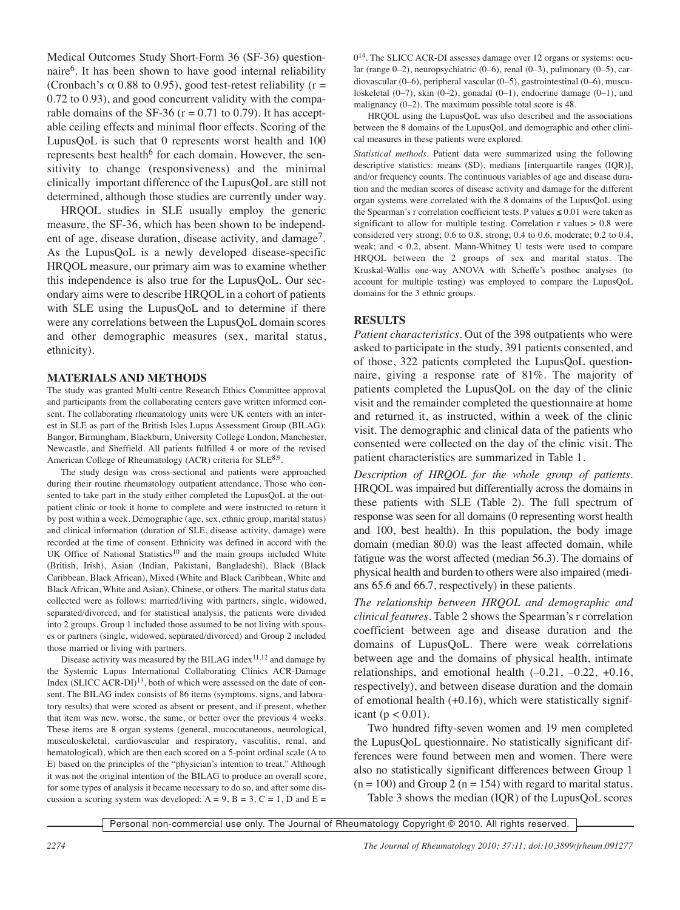Medical Outcomes Study Short-Form 36 (SF-36) questionnaire[6]. It has been shown to have good internal reliability (Cronbach's $\alpha$ 0.88 to 0.95), good test-retest reliability ($r$ = 0.72 to 0.93), and good concurrent validity with the comparable domains of the SF-36 ($r$ = 0.71 to 0.79). It has acceptable ceiling effects and minimal floor effects. Scoring of the LupusQoL is such that 0 represents worst health and 100 represents best health[6] for each domain. However, the sensitivity to change (responsiveness) and the minimal clinically important difference of the LupusQoL are still not determined, although those studies are currently under way.

HRQOL studies in SLE usually employ the generic measure, the SF-36, which has been shown to be independent of age, disease duration, disease activity, and damage[7]. As the LupusQoL is a newly developed disease-specific HRQOL measure, our primary aim was to examine whether this independence is also true for the LupusQoL. Our secondary aims were to describe HRQOL in a cohort of patients with SLE using the LupusQoL and to determine if there were any correlations between the LupusQoL domain scores and other demographic measures (sex, marital status, ethnicity).

## MATERIALS AND METHODS

The study was granted Multi-centre Research Ethics Committee approval and participants from the collaborating centers gave written informed consent. The collaborating rheumatology units were UK centers with an interest in SLE as part of the British Isles Lupus Assessment Group (BILAG): Bangor, Birmingham, Blackburn, University College London, Manchester, Newcastle, and Sheffield. All patients fulfilled 4 or more of the revised American College of Rheumatology (ACR) criteria for SLE[8,9].

The study design was cross-sectional and patients were approached during their routine rheumatology outpatient attendance. Those who consented to take part in the study either completed the LupusQoL at the outpatient clinic or took it home to complete and were instructed to return it by post within a week. Demographic (age, sex, ethnic group, marital status) and clinical information (duration of SLE, disease activity, damage) were recorded at the time of consent. Ethnicity was defined in accord with the UK Office of National Statistics[10] and the main groups included White (British, Irish), Asian (Indian, Pakistani, Bangladeshi), Black (Black Caribbean, Black African), Mixed (White and Black Caribbean, White and Black African, White and Asian), Chinese, or others. The marital status data collected were as follows: married/living with partners, single, widowed, separated/divorced, and for statistical analysis, the patients were divided into 2 groups. Group 1 included those assumed to be not living with spouses or partners (single, widowed, separated/divorced) and Group 2 included those married or living with partners.

Disease activity was measured by the BILAG index[11,12] and damage by the Systemic Lupus International Collaborating Clinics ACR-Damage Index (SLICC ACR-DI)[13], both of which were assessed on the date of consent. The BILAG index consists of 86 items (symptoms, signs, and laboratory results) that were scored as absent or present, and if present, whether that item was new, worse, the same, or better over the previous 4 weeks. These items are 8 organ systems (general, mucocutaneous, neurological, musculoskeletal, cardiovascular and respiratory, vasculitis, renal, and hematological), which are then each scored on a 5-point ordinal scale (A to E) based on the principles of the "physician's intention to treat." Although it was not the original intention of the BILAG to produce an overall score, for some types of analysis it became necessary to do so, and after some discussion a scoring system was developed: A = 9, B = 3, C = 1, D and E = 0[14]. The SLICC ACR-DI assesses damage over 12 organs or systems: ocular (range 0–2), neuropsychiatric (0–6), renal (0–3), pulmonary (0–5), cardiovascular (0–6), peripheral vascular (0–5), gastrointestinal (0–6), musculoskeletal (0–7), skin (0–2), gonadal (0–1), endocrine damage (0–1), and malignancy (0–2). The maximum possible total score is 48.

HRQOL using the LupusQoL was also described and the associations between the 8 domains of the LupusQoL and demographic and other clinical measures in these patients were explored.

*Statistical methods.* Patient data were summarized using the following descriptive statistics: means (SD), medians [interquartile ranges (IQR)], and/or frequency counts. The continuous variables of age and disease duration and the median scores of disease activity and damage for the different organ systems were correlated with the 8 domains of the LupusQoL using the Spearman's r correlation coefficient tests. P values $\leq$ 0.01 were taken as significant to allow for multiple testing. Correlation r values > 0.8 were considered very strong; 0.6 to 0.8, strong; 0.4 to 0.6, moderate; 0.2 to 0.4, weak; and < 0.2, absent. Mann-Whitney U tests were used to compare HRQOL between the 2 groups of sex and marital status. The Kruskal-Wallis one-way ANOVA with Scheffe's posthoc analyses (to account for multiple testing) was employed to compare the LupusQoL domains for the 3 ethnic groups.

## RESULTS

*Patient characteristics.* Out of the 398 outpatients who were asked to participate in the study, 391 patients consented, and of those, 322 patients completed the LupusQoL questionnaire, giving a response rate of 81%. The majority of patients completed the LupusQoL on the day of the clinic visit and the remainder completed the questionnaire at home and returned it, as instructed, within a week of the clinic visit. The demographic and clinical data of the patients who consented were collected on the day of the clinic visit. The patient characteristics are summarized in Table 1.

*Description of HRQOL for the whole group of patients.* HRQOL was impaired but differentially across the domains in these patients with SLE (Table 2). The full spectrum of response was seen for all domains (0 representing worst health and 100, best health). In this population, the body image domain (median 80.0) was the least affected domain, while fatigue was the worst affected (median 56.3). The domains of physical health and burden to others were also impaired (medians 65.6 and 66.7, respectively) in these patients.

*The relationship between HRQOL and demographic and clinical features.* Table 2 shows the Spearman's r correlation coefficient between age and disease duration and the domains of LupusQoL. There were weak correlations between age and the domains of physical health, intimate relationships, and emotional health (–0.21, –0.22, +0.16, respectively), and between disease duration and the domain of emotional health (+0.16), which were statistically significant ($p < 0.01$).

Two hundred fifty-seven women and 19 men completed the LupusQoL questionnaire. No statistically significant differences were found between men and women. There were also no statistically significant differences between Group 1 (n = 100) and Group 2 (n = 154) with regard to marital status.

Table 3 shows the median (IQR) of the LupusQoL scores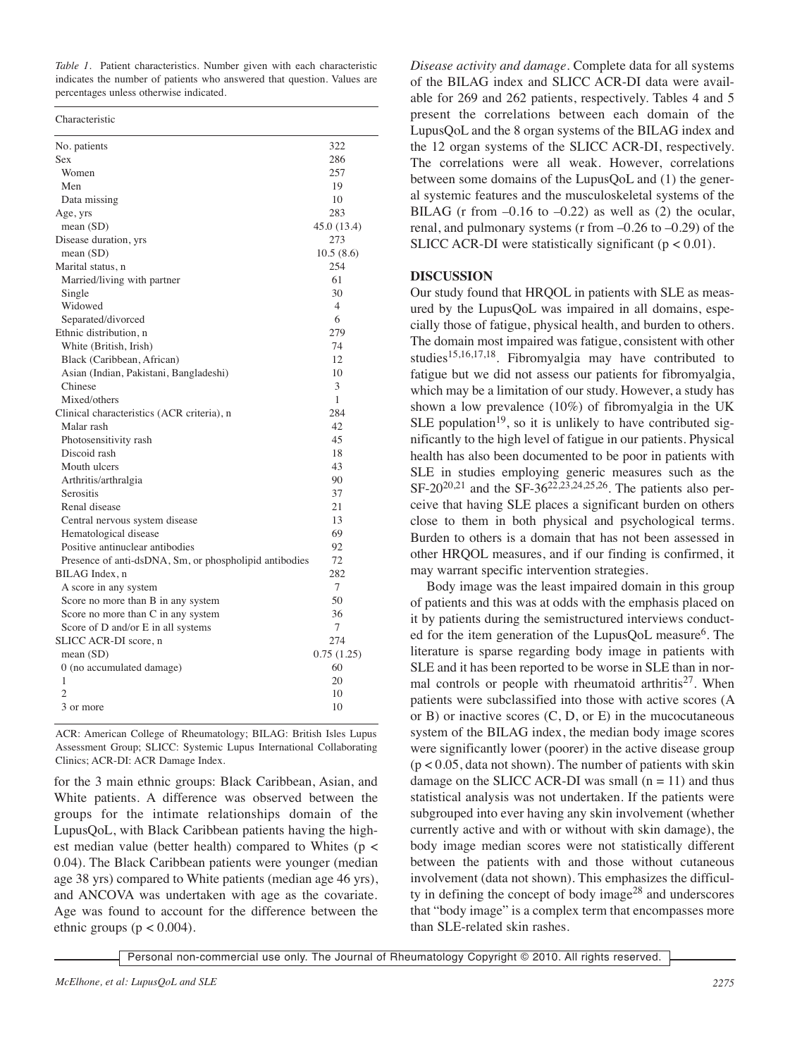*Table 1.* Patient characteristics. Number given with each characteristic indicates the number of patients who answered that question. Values are percentages unless otherwise indicated.

| Characteristic | |
|---|---|
| No. patients | 322 |
| Sex | 286 |
| Women | 257 |
| Men | 19 |
| Data missing | 10 |
| Age, yrs | 283 |
| mean (SD) | 45.0 (13.4) |
| Disease duration, yrs | 273 |
| mean (SD) | 10.5 (8.6) |
| Marital status, n | 254 |
| Married/living with partner | 61 |
| Single | 30 |
| Widowed | 4 |
| Separated/divorced | 6 |
| Ethnic distribution, n | 279 |
| White (British, Irish) | 74 |
| Black (Caribbean, African) | 12 |
| Asian (Indian, Pakistani, Bangladeshi) | 10 |
| Chinese | 3 |
| Mixed/others | 1 |
| Clinical characteristics (ACR criteria), n | 284 |
| Malar rash | 42 |
| Photosensitivity rash | 45 |
| Discoid rash | 18 |
| Mouth ulcers | 43 |
| Arthritis/arthralgia | 90 |
| Serositis | 37 |
| Renal disease | 21 |
| Central nervous system disease | 13 |
| Hematological disease | 69 |
| Positive antinuclear antibodies | 92 |
| Presence of anti-dsDNA, Sm, or phospholipid antibodies | 72 |
| BILAG Index, n | 282 |
| A score in any system | 7 |
| Score no more than B in any system | 50 |
| Score no more than C in any system | 36 |
| Score of D and/or E in all systems | 7 |
| SLICC ACR-DI score, n | 274 |
| mean (SD) | 0.75 (1.25) |
| 0 (no accumulated damage) | 60 |
| 1 | 20 |
| 2 | 10 |
| 3 or more | 10 |

ACR: American College of Rheumatology; BILAG: British Isles Lupus Assessment Group; SLICC: Systemic Lupus International Collaborating Clinics; ACR-DI: ACR Damage Index.

for the 3 main ethnic groups: Black Caribbean, Asian, and White patients. A difference was observed between the groups for the intimate relationships domain of the LupusQoL, with Black Caribbean patients having the highest median value (better health) compared to Whites ($p < 0.04$). The Black Caribbean patients were younger (median age 38 yrs) compared to White patients (median age 46 yrs), and ANCOVA was undertaken with age as the covariate. Age was found to account for the difference between the ethnic groups ($p < 0.004$).

*Disease activity and damage*. Complete data for all systems of the BILAG index and SLICC ACR-DI data were available for 269 and 262 patients, respectively. Tables 4 and 5 present the correlations between each domain of the LupusQoL and the 8 organ systems of the BILAG index and the 12 organ systems of the SLICC ACR-DI, respectively. The correlations were all weak. However, correlations between some domains of the LupusQoL and (1) the general systemic features and the musculoskeletal systems of the BILAG (r from –0.16 to –0.22) as well as (2) the ocular, renal, and pulmonary systems (r from –0.26 to –0.29) of the SLICC ACR-DI were statistically significant ($p < 0.01$).

## DISCUSSION

Our study found that HRQOL in patients with SLE as measured by the LupusQoL was impaired in all domains, especially those of fatigue, physical health, and burden to others. The domain most impaired was fatigue, consistent with other studies[15,16,17,18]. Fibromyalgia may have contributed to fatigue but we did not assess our patients for fibromyalgia, which may be a limitation of our study. However, a study has shown a low prevalence (10%) of fibromyalgia in the UK SLE population[19], so it is unlikely to have contributed significantly to the high level of fatigue in our patients. Physical health has also been documented to be poor in patients with SLE in studies employing generic measures such as the SF-20[20,21] and the SF-36[22,23,24,25,26]. The patients also perceive that having SLE places a significant burden on others close to them in both physical and psychological terms. Burden to others is a domain that has not been assessed in other HRQOL measures, and if our finding is confirmed, it may warrant specific intervention strategies.

Body image was the least impaired domain in this group of patients and this was at odds with the emphasis placed on it by patients during the semistructured interviews conducted for the item generation of the LupusQoL measure[6]. The literature is sparse regarding body image in patients with SLE and it has been reported to be worse in SLE than in normal controls or people with rheumatoid arthritis[27]. When patients were subclassified into those with active scores (A or B) or inactive scores (C, D, or E) in the mucocutaneous system of the BILAG index, the median body image scores were significantly lower (poorer) in the active disease group ($p < 0.05$, data not shown). The number of patients with skin damage on the SLICC ACR-DI was small ($n = 11$) and thus statistical analysis was not undertaken. If the patients were subgrouped into ever having any skin involvement (whether currently active and with or without with skin damage), the body image median scores were not statistically different between the patients with and those without cutaneous involvement (data not shown). This emphasizes the difficulty in defining the concept of body image[28] and underscores that "body image" is a complex term that encompasses more than SLE-related skin rashes.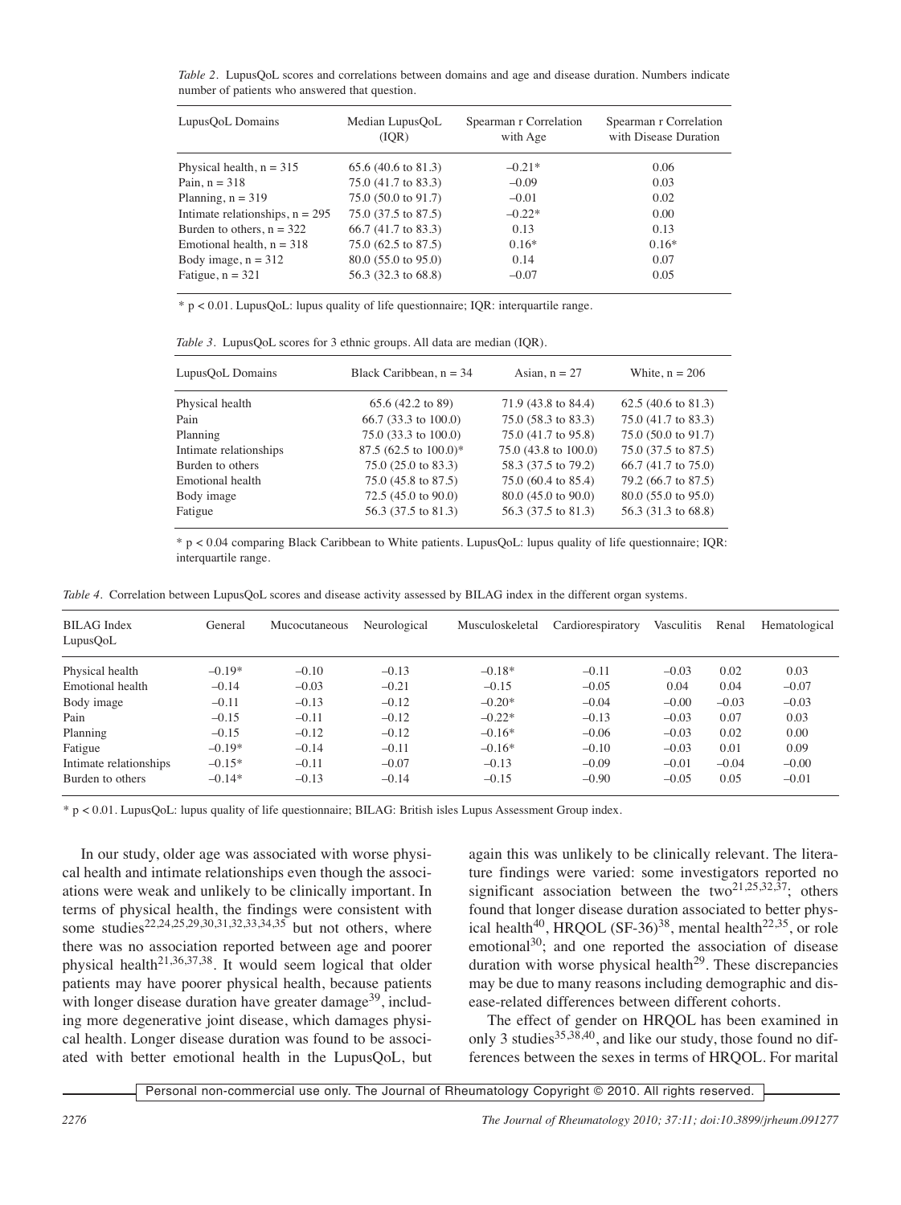*Table 2*. LupusQoL scores and correlations between domains and age and disease duration. Numbers indicate number of patients who answered that question.

| LupusQoL Domains | Median LupusQoL (IQR) | Spearman r Correlation with Age | Spearman r Correlation with Disease Duration |
|---|---|---|---|
| Physical health, n = 315 | 65.6 (40.6 to 81.3) | −0.21* | 0.06 |
| Pain, n = 318 | 75.0 (41.7 to 83.3) | −0.09 | 0.03 |
| Planning, n = 319 | 75.0 (50.0 to 91.7) | −0.01 | 0.02 |
| Intimate relationships, n = 295 | 75.0 (37.5 to 87.5) | −0.22* | 0.00 |
| Burden to others, n = 322 | 66.7 (41.7 to 83.3) | 0.13 | 0.13 |
| Emotional health, n = 318 | 75.0 (62.5 to 87.5) | 0.16* | 0.16* |
| Body image, n = 312 | 80.0 (55.0 to 95.0) | 0.14 | 0.07 |
| Fatigue, n = 321 | 56.3 (32.3 to 68.8) | −0.07 | 0.05 |

* $p < 0.01$. LupusQoL: lupus quality of life questionnaire; IQR: interquartile range.

*Table 3*. LupusQoL scores for 3 ethnic groups. All data are median (IQR).

| LupusQoL Domains | Black Caribbean, n = 34 | Asian, n = 27 | White, n = 206 |
|---|---|---|---|
| Physical health | 65.6 (42.2 to 89) | 71.9 (43.8 to 84.4) | 62.5 (40.6 to 81.3) |
| Pain | 66.7 (33.3 to 100.0) | 75.0 (58.3 to 83.3) | 75.0 (41.7 to 83.3) |
| Planning | 75.0 (33.3 to 100.0) | 75.0 (41.7 to 95.8) | 75.0 (50.0 to 91.7) |
| Intimate relationships | 87.5 (62.5 to 100.0)* | 75.0 (43.8 to 100.0) | 75.0 (37.5 to 87.5) |
| Burden to others | 75.0 (25.0 to 83.3) | 58.3 (37.5 to 79.2) | 66.7 (41.7 to 75.0) |
| Emotional health | 75.0 (45.8 to 87.5) | 75.0 (60.4 to 85.4) | 79.2 (66.7 to 87.5) |
| Body image | 72.5 (45.0 to 90.0) | 80.0 (45.0 to 90.0) | 80.0 (55.0 to 95.0) |
| Fatigue | 56.3 (37.5 to 81.3) | 56.3 (37.5 to 81.3) | 56.3 (31.3 to 68.8) |

* $p < 0.04$ comparing Black Caribbean to White patients. LupusQoL: lupus quality of life questionnaire; IQR: interquartile range.

*Table 4*. Correlation between LupusQoL scores and disease activity assessed by BILAG index in the different organ systems.

| BILAG Index LupusQoL | General | Mucocutaneous | Neurological | Musculoskeletal | Cardiorespiratory | Vasculitis | Renal | Hematological |
|---|---|---|---|---|---|---|---|---|
| Physical health | −0.19* | −0.10 | −0.13 | −0.18* | −0.11 | −0.03 | 0.02 | 0.03 |
| Emotional health | −0.14 | −0.03 | −0.21 | −0.15 | −0.05 | 0.04 | 0.04 | −0.07 |
| Body image | −0.11 | −0.13 | −0.12 | −0.20* | −0.04 | −0.00 | −0.03 | −0.03 |
| Pain | −0.15 | −0.11 | −0.12 | −0.22* | −0.13 | −0.03 | 0.07 | 0.03 |
| Planning | −0.15 | −0.12 | −0.12 | −0.16* | −0.06 | −0.03 | 0.02 | 0.00 |
| Fatigue | −0.19* | −0.14 | −0.11 | −0.16* | −0.10 | −0.03 | 0.01 | 0.09 |
| Intimate relationships | −0.15* | −0.11 | −0.07 | −0.13 | −0.09 | −0.01 | −0.04 | −0.00 |
| Burden to others | −0.14* | −0.13 | −0.14 | −0.15 | −0.90 | −0.05 | 0.05 | −0.01 |

* $p < 0.01$. LupusQoL: lupus quality of life questionnaire; BILAG: British isles Lupus Assessment Group index.

In our study, older age was associated with worse physical health and intimate relationships even though the associations were weak and unlikely to be clinically important. In terms of physical health, the findings were consistent with some studies[22,24,25,29,30,31,32,33,34,35] but not others, where there was no association reported between age and poorer physical health[21,36,37,38]. It would seem logical that older patients may have poorer physical health, because patients with longer disease duration have greater damage[39], including more degenerative joint disease, which damages physical health. Longer disease duration was found to be associated with better emotional health in the LupusQoL, but again this was unlikely to be clinically relevant. The literature findings were varied: some investigators reported no significant association between the two[21,25,32,37]; others found that longer disease duration associated to better physical health[40], HRQOL (SF-36)[38], mental health[22,35], or role emotional[30]; and one reported the association of disease duration with worse physical health[29]. These discrepancies may be due to many reasons including demographic and disease-related differences between different cohorts.

The effect of gender on HRQOL has been examined in only 3 studies[35,38,40], and like our study, those found no differences between the sexes in terms of HRQOL. For marital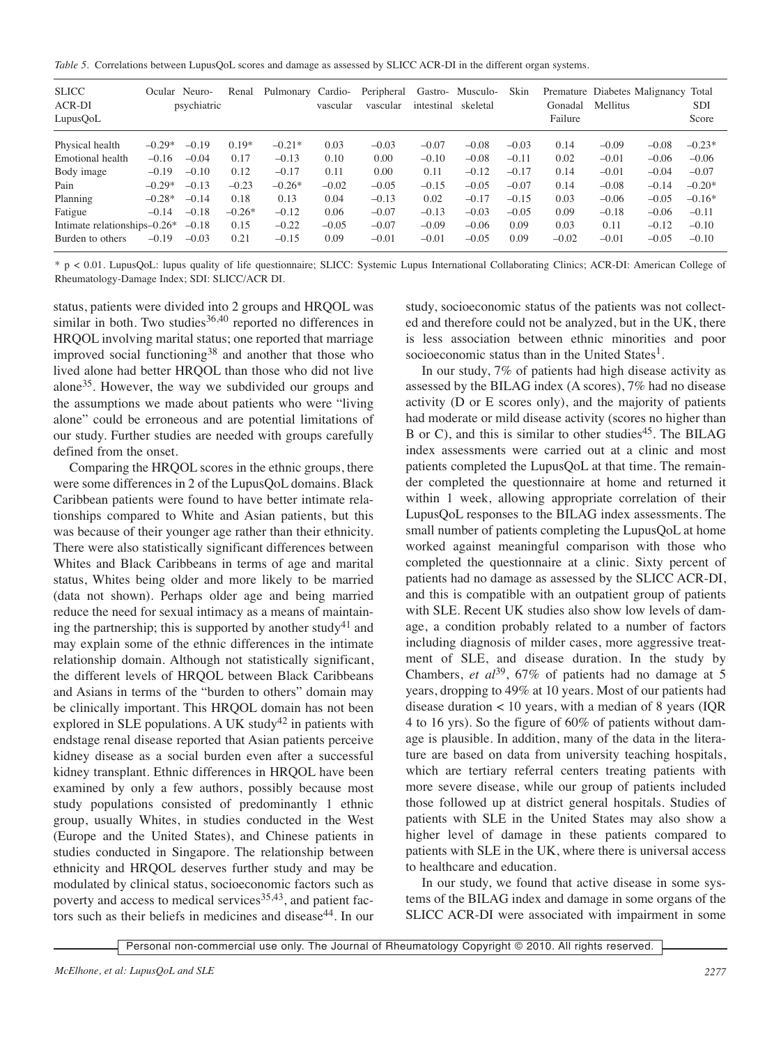*Table 5.* Correlations between LupusQoL scores and damage as assessed by SLICC ACR-DI in the different organ systems.

| SLICC ACR-DI LupusQoL | Ocular | Neuro-psychiatric | Renal | Pulmonary | Cardio-vascular | Peripheral vascular | Gastro-intestinal | Musculo-skeletal | Skin | Premature Gonadal Failure | Diabetes Mellitus | Malignancy | Total SDI Score |
|---|---|---|---|---|---|---|---|---|---|---|---|---|---|
| Physical health | –0.29* | –0.19 | 0.19* | –0.21* | 0.03 | –0.03 | –0.07 | –0.08 | –0.03 | 0.14 | –0.09 | –0.08 | –0.23* |
| Emotional health | –0.16 | –0.04 | 0.17 | –0.13 | 0.10 | 0.00 | –0.10 | –0.08 | –0.11 | 0.02 | –0.01 | –0.06 | –0.06 |
| Body image | –0.19 | –0.10 | 0.12 | –0.17 | 0.11 | 0.00 | 0.11 | –0.12 | –0.17 | 0.14 | –0.01 | –0.04 | –0.07 |
| Pain | –0.29* | –0.13 | –0.23 | –0.26* | –0.02 | –0.05 | –0.15 | –0.05 | –0.07 | 0.14 | –0.08 | –0.14 | –0.20* |
| Planning | –0.28* | –0.14 | 0.18 | 0.13 | 0.04 | –0.13 | 0.02 | –0.17 | –0.15 | 0.03 | –0.06 | –0.05 | –0.16* |
| Fatigue | –0.14 | –0.18 | –0.26* | –0.12 | 0.06 | –0.07 | –0.13 | –0.03 | –0.05 | 0.09 | –0.18 | –0.06 | –0.11 |
| Intimate relationships | –0.26* | –0.18 | 0.15 | –0.22 | –0.05 | –0.07 | –0.09 | –0.06 | 0.09 | 0.03 | 0.11 | –0.12 | –0.10 |
| Burden to others | –0.19 | –0.03 | 0.21 | –0.15 | 0.09 | –0.01 | –0.01 | –0.05 | 0.09 | –0.02 | –0.01 | –0.05 | –0.10 |

\* $p < 0.01$. LupusQoL: lupus quality of life questionnaire; SLICC: Systemic Lupus International Collaborating Clinics; ACR-DI: American College of Rheumatology-Damage Index; SDI: SLICC/ACR DI.

status, patients were divided into 2 groups and HRQOL was similar in both. Two studies[36,40] reported no differences in HRQOL involving marital status; one reported that marriage improved social functioning[38] and another that those who lived alone had better HRQOL than those who did not live alone[35]. However, the way we subdivided our groups and the assumptions we made about patients who were "living alone" could be erroneous and are potential limitations of our study. Further studies are needed with groups carefully defined from the onset.

Comparing the HRQOL scores in the ethnic groups, there were some differences in 2 of the LupusQoL domains. Black Caribbean patients were found to have better intimate relationships compared to White and Asian patients, but this was because of their younger age rather than their ethnicity. There were also statistically significant differences between Whites and Black Caribbeans in terms of age and marital status, Whites being older and more likely to be married (data not shown). Perhaps older age and being married reduce the need for sexual intimacy as a means of maintaining the partnership; this is supported by another study[41] and may explain some of the ethnic differences in the intimate relationship domain. Although not statistically significant, the different levels of HRQOL between Black Caribbeans and Asians in terms of the "burden to others" domain may be clinically important. This HRQOL domain has not been explored in SLE populations. A UK study[42] in patients with endstage renal disease reported that Asian patients perceive kidney disease as a social burden even after a successful kidney transplant. Ethnic differences in HRQOL have been examined by only a few authors, possibly because most study populations consisted of predominantly 1 ethnic group, usually Whites, in studies conducted in the West (Europe and the United States), and Chinese patients in studies conducted in Singapore. The relationship between ethnicity and HRQOL deserves further study and may be modulated by clinical status, socioeconomic factors such as poverty and access to medical services[35,43], and patient factors such as their beliefs in medicines and disease[44]. In our study, socioeconomic status of the patients was not collected and therefore could not be analyzed, but in the UK, there is less association between ethnic minorities and poor socioeconomic status than in the United States[1].

In our study, 7% of patients had high disease activity as assessed by the BILAG index (A scores), 7% had no disease activity (D or E scores only), and the majority of patients had moderate or mild disease activity (scores no higher than B or C), and this is similar to other studies[45]. The BILAG index assessments were carried out at a clinic and most patients completed the LupusQoL at that time. The remainder completed the questionnaire at home and returned it within 1 week, allowing appropriate correlation of their LupusQoL responses to the BILAG index assessments. The small number of patients completing the LupusQoL at home worked against meaningful comparison with those who completed the questionnaire at a clinic. Sixty percent of patients had no damage as assessed by the SLICC ACR-DI, and this is compatible with an outpatient group of patients with SLE. Recent UK studies also show low levels of damage, a condition probably related to a number of factors including diagnosis of milder cases, more aggressive treatment of SLE, and disease duration. In the study by Chambers, *et al*[39], 67% of patients had no damage at 5 years, dropping to 49% at 10 years. Most of our patients had disease duration < 10 years, with a median of 8 years (IQR 4 to 16 yrs). So the figure of 60% of patients without damage is plausible. In addition, many of the data in the literature are based on data from university teaching hospitals, which are tertiary referral centers treating patients with more severe disease, while our group of patients included those followed up at district general hospitals. Studies of patients with SLE in the United States may also show a higher level of damage in these patients compared to patients with SLE in the UK, where there is universal access to healthcare and education.

In our study, we found that active disease in some systems of the BILAG index and damage in some organs of the SLICC ACR-DI were associated with impairment in some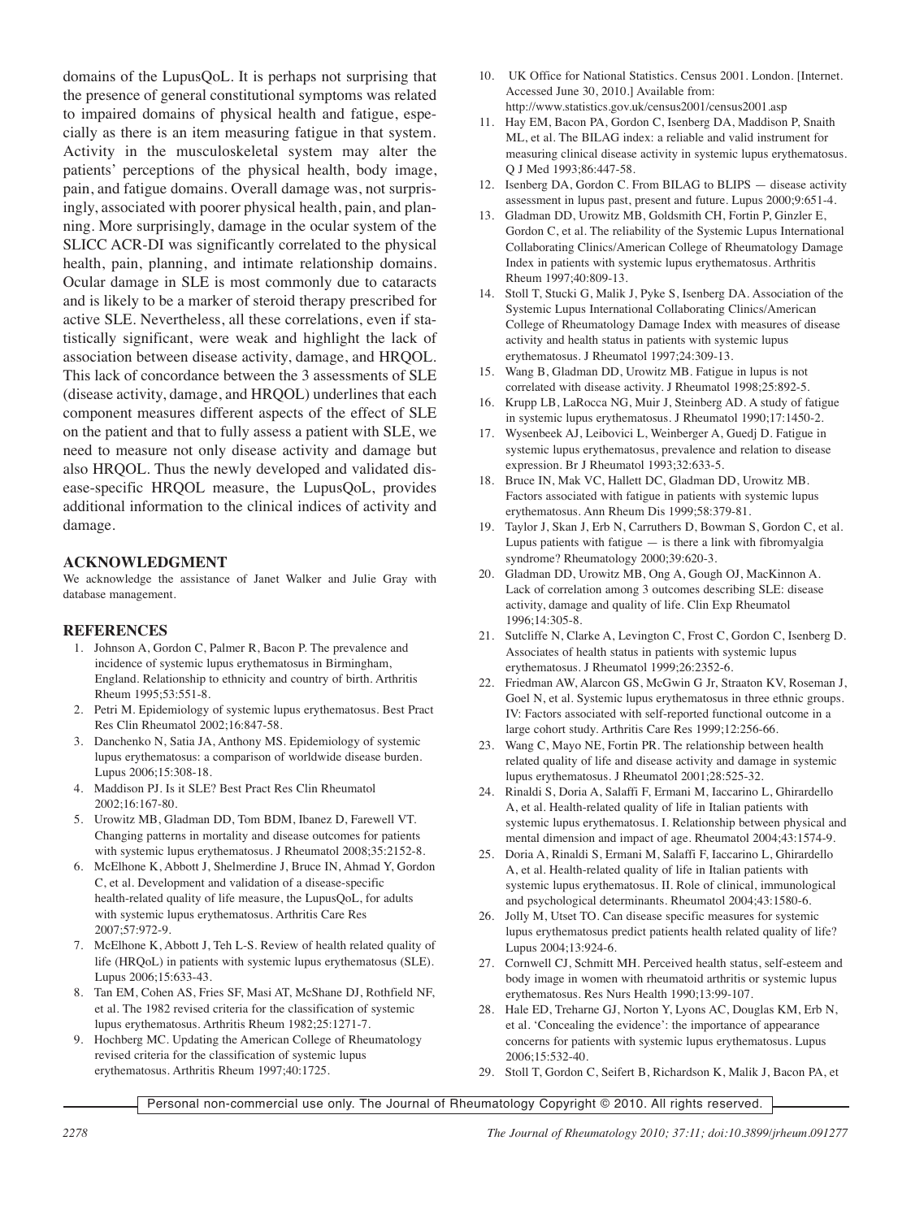domains of the LupusQoL. It is perhaps not surprising that the presence of general constitutional symptoms was related to impaired domains of physical health and fatigue, especially as there is an item measuring fatigue in that system. Activity in the musculoskeletal system may alter the patients' perceptions of the physical health, body image, pain, and fatigue domains. Overall damage was, not surprisingly, associated with poorer physical health, pain, and planning. More surprisingly, damage in the ocular system of the SLICC ACR-DI was significantly correlated to the physical health, pain, planning, and intimate relationship domains. Ocular damage in SLE is most commonly due to cataracts and is likely to be a marker of steroid therapy prescribed for active SLE. Nevertheless, all these correlations, even if statistically significant, were weak and highlight the lack of association between disease activity, damage, and HRQOL. This lack of concordance between the 3 assessments of SLE (disease activity, damage, and HRQOL) underlines that each component measures different aspects of the effect of SLE on the patient and that to fully assess a patient with SLE, we need to measure not only disease activity and damage but also HRQOL. Thus the newly developed and validated disease-specific HRQOL measure, the LupusQoL, provides additional information to the clinical indices of activity and damage.

## ACKNOWLEDGMENT

We acknowledge the assistance of Janet Walker and Julie Gray with database management.

## REFERENCES

1. Johnson A, Gordon C, Palmer R, Bacon P. The prevalence and incidence of systemic lupus erythematosus in Birmingham, England. Relationship to ethnicity and country of birth. Arthritis Rheum 1995;53:551-8.
2. Petri M. Epidemiology of systemic lupus erythematosus. Best Pract Res Clin Rheumatol 2002;16:847-58.
3. Danchenko N, Satia JA, Anthony MS. Epidemiology of systemic lupus erythematosus: a comparison of worldwide disease burden. Lupus 2006;15:308-18.
4. Maddison PJ. Is it SLE? Best Pract Res Clin Rheumatol 2002;16:167-80.
5. Urowitz MB, Gladman DD, Tom BDM, Ibanez D, Farewell VT. Changing patterns in mortality and disease outcomes for patients with systemic lupus erythematosus. J Rheumatol 2008;35:2152-8.
6. McElhone K, Abbott J, Shelmerdine J, Bruce IN, Ahmad Y, Gordon C, et al. Development and validation of a disease-specific health-related quality of life measure, the LupusQoL, for adults with systemic lupus erythematosus. Arthritis Care Res 2007;57:972-9.
7. McElhone K, Abbott J, Teh L-S. Review of health related quality of life (HRQoL) in patients with systemic lupus erythematosus (SLE). Lupus 2006;15:633-43.
8. Tan EM, Cohen AS, Fries SF, Masi AT, McShane DJ, Rothfield NF, et al. The 1982 revised criteria for the classification of systemic lupus erythematosus. Arthritis Rheum 1982;25:1271-7.
9. Hochberg MC. Updating the American College of Rheumatology revised criteria for the classification of systemic lupus erythematosus. Arthritis Rheum 1997;40:1725.
10. UK Office for National Statistics. Census 2001. London. [Internet. Accessed June 30, 2010.] Available from: http://www.statistics.gov.uk/census2001/census2001.asp
11. Hay EM, Bacon PA, Gordon C, Isenberg DA, Maddison P, Snaith ML, et al. The BILAG index: a reliable and valid instrument for measuring clinical disease activity in systemic lupus erythematosus. Q J Med 1993;86:447-58.
12. Isenberg DA, Gordon C. From BILAG to BLIPS — disease activity assessment in lupus past, present and future. Lupus 2000;9:651-4.
13. Gladman DD, Urowitz MB, Goldsmith CH, Fortin P, Ginzler E, Gordon C, et al. The reliability of the Systemic Lupus International Collaborating Clinics/American College of Rheumatology Damage Index in patients with systemic lupus erythematosus. Arthritis Rheum 1997;40:809-13.
14. Stoll T, Stucki G, Malik J, Pyke S, Isenberg DA. Association of the Systemic Lupus International Collaborating Clinics/American College of Rheumatology Damage Index with measures of disease activity and health status in patients with systemic lupus erythematosus. J Rheumatol 1997;24:309-13.
15. Wang B, Gladman DD, Urowitz MB. Fatigue in lupus is not correlated with disease activity. J Rheumatol 1998;25:892-5.
16. Krupp LB, LaRocca NG, Muir J, Steinberg AD. A study of fatigue in systemic lupus erythematosus. J Rheumatol 1990;17:1450-2.
17. Wysenbeek AJ, Leibovici L, Weinberger A, Guedj D. Fatigue in systemic lupus erythematosus, prevalence and relation to disease expression. Br J Rheumatol 1993;32:633-5.
18. Bruce IN, Mak VC, Hallett DC, Gladman DD, Urowitz MB. Factors associated with fatigue in patients with systemic lupus erythematosus. Ann Rheum Dis 1999;58:379-81.
19. Taylor J, Skan J, Erb N, Carruthers D, Bowman S, Gordon C, et al. Lupus patients with fatigue — is there a link with fibromyalgia syndrome? Rheumatology 2000;39:620-3.
20. Gladman DD, Urowitz MB, Ong A, Gough OJ, MacKinnon A. Lack of correlation among 3 outcomes describing SLE: disease activity, damage and quality of life. Clin Exp Rheumatol 1996;14:305-8.
21. Sutcliffe N, Clarke A, Levington C, Frost C, Gordon C, Isenberg D. Associates of health status in patients with systemic lupus erythematosus. J Rheumatol 1999;26:2352-6.
22. Friedman AW, Alarcon GS, McGwin G Jr, Straaton KV, Roseman J, Goel N, et al. Systemic lupus erythematosus in three ethnic groups. IV: Factors associated with self-reported functional outcome in a large cohort study. Arthritis Care Res 1999;12:256-66.
23. Wang C, Mayo NE, Fortin PR. The relationship between health related quality of life and disease activity and damage in systemic lupus erythematosus. J Rheumatol 2001;28:525-32.
24. Rinaldi S, Doria A, Salaffi F, Ermani M, Iaccarino L, Ghirardello A, et al. Health-related quality of life in Italian patients with systemic lupus erythematosus. I. Relationship between physical and mental dimension and impact of age. Rheumatol 2004;43:1574-9.
25. Doria A, Rinaldi S, Ermani M, Salaffi F, Iaccarino L, Ghirardello A, et al. Health-related quality of life in Italian patients with systemic lupus erythematosus. II. Role of clinical, immunological and psychological determinants. Rheumatol 2004;43:1580-6.
26. Jolly M, Utset TO. Can disease specific measures for systemic lupus erythematosus predict patients health related quality of life? Lupus 2004;13:924-6.
27. Cornwell CJ, Schmitt MH. Perceived health status, self-esteem and body image in women with rheumatoid arthritis or systemic lupus erythematosus. Res Nurs Health 1990;13:99-107.
28. Hale ED, Treharne GJ, Norton Y, Lyons AC, Douglas KM, Erb N, et al. 'Concealing the evidence': the importance of appearance concerns for patients with systemic lupus erythematosus. Lupus 2006;15:532-40.
29. Stoll T, Gordon C, Seifert B, Richardson K, Malik J, Bacon PA, et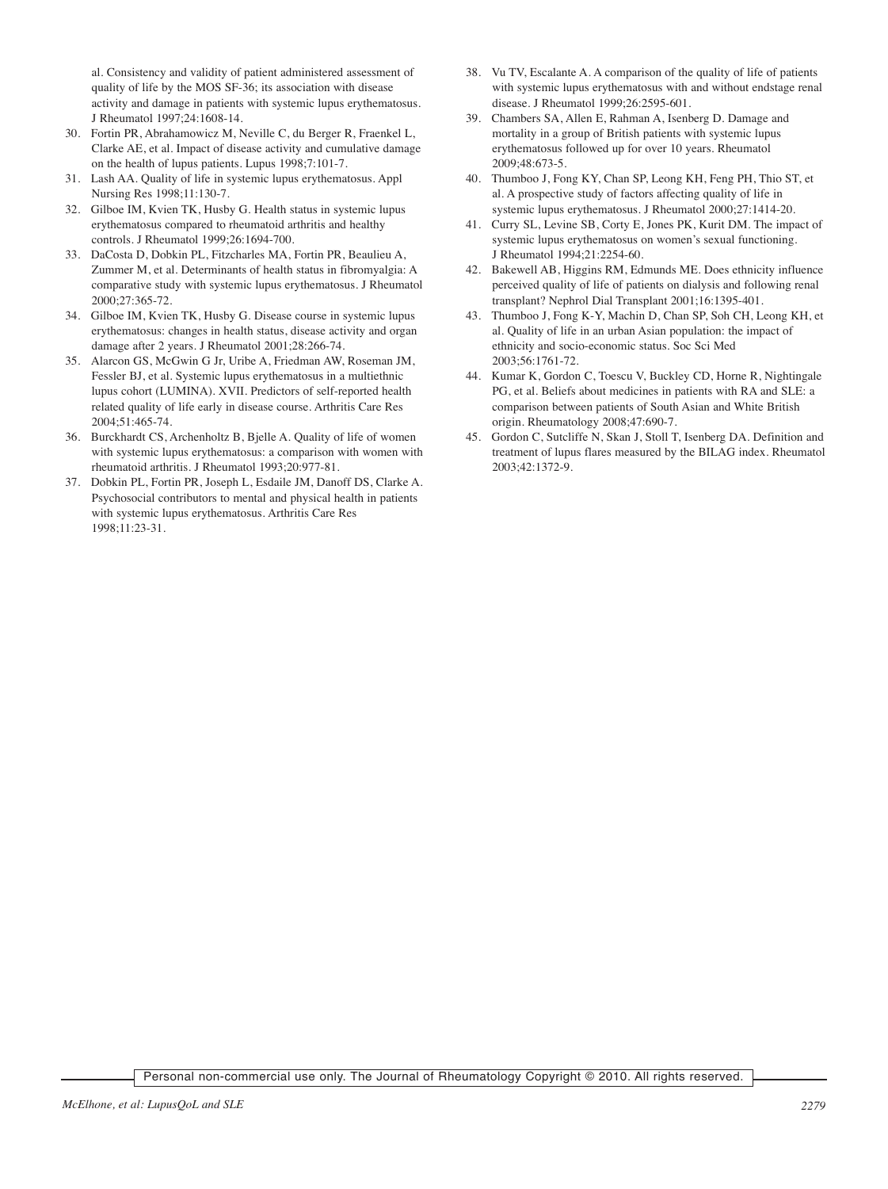al. Consistency and validity of patient administered assessment of quality of life by the MOS SF-36; its association with disease activity and damage in patients with systemic lupus erythematosus. J Rheumatol 1997;24:1608-14.

30. Fortin PR, Abrahamowicz M, Neville C, du Berger R, Fraenkel L, Clarke AE, et al. Impact of disease activity and cumulative damage on the health of lupus patients. Lupus 1998;7:101-7.
31. Lash AA. Quality of life in systemic lupus erythematosus. Appl Nursing Res 1998;11:130-7.
32. Gilboe IM, Kvien TK, Husby G. Health status in systemic lupus erythematosus compared to rheumatoid arthritis and healthy controls. J Rheumatol 1999;26:1694-700.
33. DaCosta D, Dobkin PL, Fitzcharles MA, Fortin PR, Beaulieu A, Zummer M, et al. Determinants of health status in fibromyalgia: A comparative study with systemic lupus erythematosus. J Rheumatol 2000;27:365-72.
34. Gilboe IM, Kvien TK, Husby G. Disease course in systemic lupus erythematosus: changes in health status, disease activity and organ damage after 2 years. J Rheumatol 2001;28:266-74.
35. Alarcon GS, McGwin G Jr, Uribe A, Friedman AW, Roseman JM, Fessler BJ, et al. Systemic lupus erythematosus in a multiethnic lupus cohort (LUMINA). XVII. Predictors of self-reported health related quality of life early in disease course. Arthritis Care Res 2004;51:465-74.
36. Burckhardt CS, Archenholtz B, Bjelle A. Quality of life of women with systemic lupus erythematosus: a comparison with women with rheumatoid arthritis. J Rheumatol 1993;20:977-81.
37. Dobkin PL, Fortin PR, Joseph L, Esdaile JM, Danoff DS, Clarke A. Psychosocial contributors to mental and physical health in patients with systemic lupus erythematosus. Arthritis Care Res 1998;11:23-31.
38. Vu TV, Escalante A. A comparison of the quality of life of patients with systemic lupus erythematosus with and without endstage renal disease. J Rheumatol 1999;26:2595-601.
39. Chambers SA, Allen E, Rahman A, Isenberg D. Damage and mortality in a group of British patients with systemic lupus erythematosus followed up for over 10 years. Rheumatol 2009;48:673-5.
40. Thumboo J, Fong KY, Chan SP, Leong KH, Feng PH, Thio ST, et al. A prospective study of factors affecting quality of life in systemic lupus erythematosus. J Rheumatol 2000;27:1414-20.
41. Curry SL, Levine SB, Corty E, Jones PK, Kurit DM. The impact of systemic lupus erythematosus on women's sexual functioning. J Rheumatol 1994;21:2254-60.
42. Bakewell AB, Higgins RM, Edmunds ME. Does ethnicity influence perceived quality of life of patients on dialysis and following renal transplant? Nephrol Dial Transplant 2001;16:1395-401.
43. Thumboo J, Fong K-Y, Machin D, Chan SP, Soh CH, Leong KH, et al. Quality of life in an urban Asian population: the impact of ethnicity and socio-economic status. Soc Sci Med 2003;56:1761-72.
44. Kumar K, Gordon C, Toescu V, Buckley CD, Horne R, Nightingale PG, et al. Beliefs about medicines in patients with RA and SLE: a comparison between patients of South Asian and White British origin. Rheumatology 2008;47:690-7.
45. Gordon C, Sutcliffe N, Skan J, Stoll T, Isenberg DA. Definition and treatment of lupus flares measured by the BILAG index. Rheumatol 2003;42:1372-9.